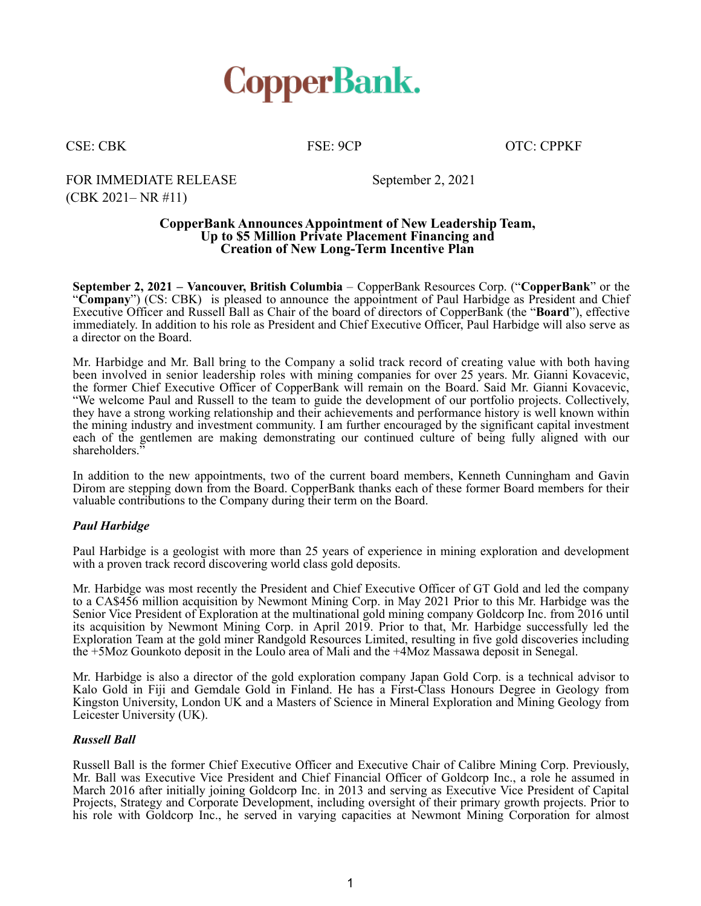# CopperBank.

CSE: CBK FSE: 9CP OTC: CPPKF

FOR IMMEDIATE RELEASE September 2, 2021
(CBK 2021– NR #11)

**CopperBank Announces Appointment of New Leadership Team, Up to $5 Million Private Placement Financing and Creation of New Long-Term Incentive Plan**

**September 2, 2021 – Vancouver, British Columbia** – CopperBank Resources Corp. ("**CopperBank**" or the "**Company**") (CS: CBK) is pleased to announce the appointment of Paul Harbidge as President and Chief Executive Officer and Russell Ball as Chair of the board of directors of CopperBank (the "**Board**"), effective immediately. In addition to his role as President and Chief Executive Officer, Paul Harbidge will also serve as a director on the Board.

Mr. Harbidge and Mr. Ball bring to the Company a solid track record of creating value with both having been involved in senior leadership roles with mining companies for over 25 years. Mr. Gianni Kovacevic, the former Chief Executive Officer of CopperBank will remain on the Board. Said Mr. Gianni Kovacevic, "We welcome Paul and Russell to the team to guide the development of our portfolio projects. Collectively, they have a strong working relationship and their achievements and performance history is well known within the mining industry and investment community. I am further encouraged by the significant capital investment each of the gentlemen are making demonstrating our continued culture of being fully aligned with our shareholders."

In addition to the new appointments, two of the current board members, Kenneth Cunningham and Gavin Dirom are stepping down from the Board. CopperBank thanks each of these former Board members for their valuable contributions to the Company during their term on the Board.

***Paul Harbidge***

Paul Harbidge is a geologist with more than 25 years of experience in mining exploration and development with a proven track record discovering world class gold deposits.

Mr. Harbidge was most recently the President and Chief Executive Officer of GT Gold and led the company to a CA$456 million acquisition by Newmont Mining Corp. in May 2021 Prior to this Mr. Harbidge was the Senior Vice President of Exploration at the multinational gold mining company Goldcorp Inc. from 2016 until its acquisition by Newmont Mining Corp. in April 2019. Prior to that, Mr. Harbidge successfully led the Exploration Team at the gold miner Randgold Resources Limited, resulting in five gold discoveries including the +5Moz Gounkoto deposit in the Loulo area of Mali and the +4Moz Massawa deposit in Senegal.

Mr. Harbidge is also a director of the gold exploration company Japan Gold Corp. is a technical advisor to Kalo Gold in Fiji and Gemdale Gold in Finland. He has a First-Class Honours Degree in Geology from Kingston University, London UK and a Masters of Science in Mineral Exploration and Mining Geology from Leicester University (UK).

***Russell Ball***

Russell Ball is the former Chief Executive Officer and Executive Chair of Calibre Mining Corp. Previously, Mr. Ball was Executive Vice President and Chief Financial Officer of Goldcorp Inc., a role he assumed in March 2016 after initially joining Goldcorp Inc. in 2013 and serving as Executive Vice President of Capital Projects, Strategy and Corporate Development, including oversight of their primary growth projects. Prior to his role with Goldcorp Inc., he served in varying capacities at Newmont Mining Corporation for almost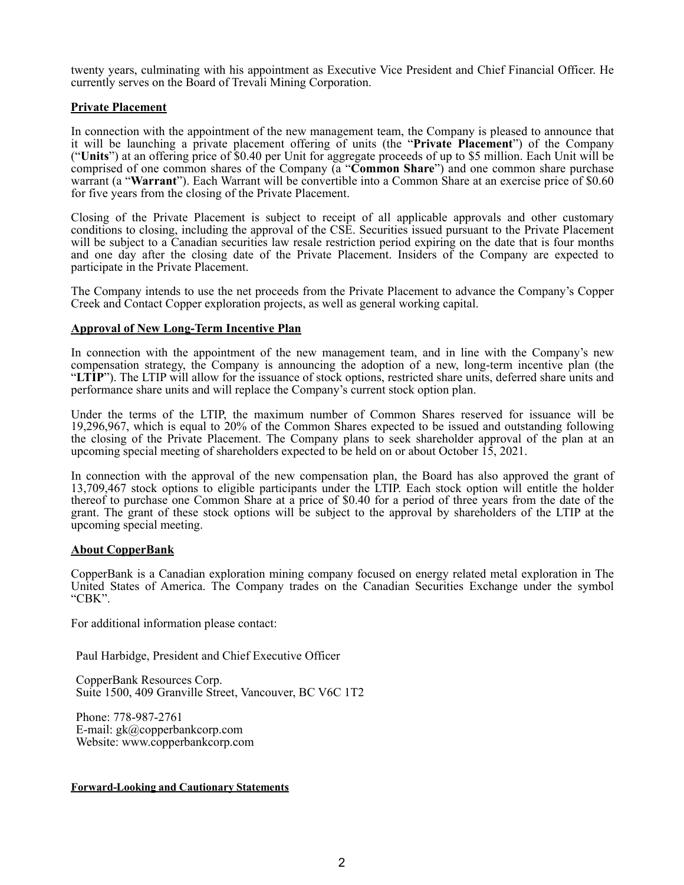twenty years, culminating with his appointment as Executive Vice President and Chief Financial Officer. He currently serves on the Board of Trevali Mining Corporation.

## Private Placement

In connection with the appointment of the new management team, the Company is pleased to announce that it will be launching a private placement offering of units (the "**Private Placement**") of the Company ("**Units**") at an offering price of $0.40 per Unit for aggregate proceeds of up to $5 million. Each Unit will be comprised of one common shares of the Company (a "**Common Share**") and one common share purchase warrant (a "**Warrant**"). Each Warrant will be convertible into a Common Share at an exercise price of $0.60 for five years from the closing of the Private Placement.

Closing of the Private Placement is subject to receipt of all applicable approvals and other customary conditions to closing, including the approval of the CSE. Securities issued pursuant to the Private Placement will be subject to a Canadian securities law resale restriction period expiring on the date that is four months and one day after the closing date of the Private Placement. Insiders of the Company are expected to participate in the Private Placement.

The Company intends to use the net proceeds from the Private Placement to advance the Company's Copper Creek and Contact Copper exploration projects, as well as general working capital.

## Approval of New Long-Term Incentive Plan

In connection with the appointment of the new management team, and in line with the Company's new compensation strategy, the Company is announcing the adoption of a new, long-term incentive plan (the "**LTIP**"). The LTIP will allow for the issuance of stock options, restricted share units, deferred share units and performance share units and will replace the Company's current stock option plan.

Under the terms of the LTIP, the maximum number of Common Shares reserved for issuance will be 19,296,967, which is equal to 20% of the Common Shares expected to be issued and outstanding following the closing of the Private Placement. The Company plans to seek shareholder approval of the plan at an upcoming special meeting of shareholders expected to be held on or about October 15, 2021.

In connection with the approval of the new compensation plan, the Board has also approved the grant of 13,709,467 stock options to eligible participants under the LTIP. Each stock option will entitle the holder thereof to purchase one Common Share at a price of $0.40 for a period of three years from the date of the grant. The grant of these stock options will be subject to the approval by shareholders of the LTIP at the upcoming special meeting.

## About CopperBank

CopperBank is a Canadian exploration mining company focused on energy related metal exploration in The United States of America. The Company trades on the Canadian Securities Exchange under the symbol "CBK".

For additional information please contact:

Paul Harbidge, President and Chief Executive Officer

CopperBank Resources Corp.
Suite 1500, 409 Granville Street, Vancouver, BC V6C 1T2

Phone: 778-987-2761
E-mail: gk@copperbankcorp.com
Website: www.copperbankcorp.com

### Forward-Looking and Cautionary Statements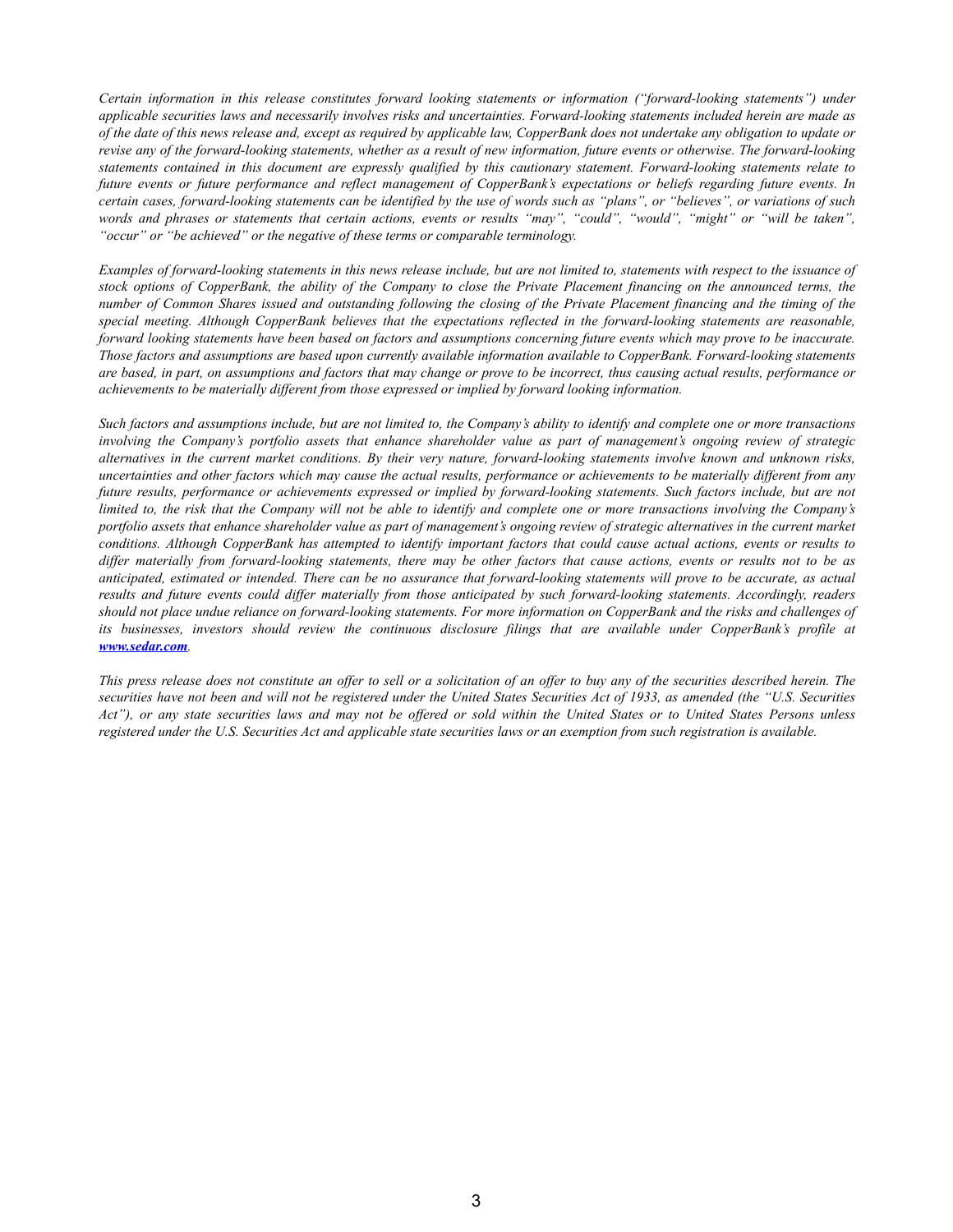*Certain information in this release constitutes forward looking statements or information ("forward-looking statements") under applicable securities laws and necessarily involves risks and uncertainties. Forward-looking statements included herein are made as of the date of this news release and, except as required by applicable law, CopperBank does not undertake any obligation to update or revise any of the forward-looking statements, whether as a result of new information, future events or otherwise. The forward-looking statements contained in this document are expressly qualified by this cautionary statement. Forward-looking statements relate to future events or future performance and reflect management of CopperBank's expectations or beliefs regarding future events. In certain cases, forward-looking statements can be identified by the use of words such as "plans", or "believes", or variations of such words and phrases or statements that certain actions, events or results "may", "could", "would", "might" or "will be taken", "occur" or "be achieved" or the negative of these terms or comparable terminology.*

*Examples of forward-looking statements in this news release include, but are not limited to, statements with respect to the issuance of stock options of CopperBank, the ability of the Company to close the Private Placement financing on the announced terms, the number of Common Shares issued and outstanding following the closing of the Private Placement financing and the timing of the special meeting. Although CopperBank believes that the expectations reflected in the forward-looking statements are reasonable, forward looking statements have been based on factors and assumptions concerning future events which may prove to be inaccurate. Those factors and assumptions are based upon currently available information available to CopperBank. Forward-looking statements are based, in part, on assumptions and factors that may change or prove to be incorrect, thus causing actual results, performance or achievements to be materially different from those expressed or implied by forward looking information.*

*Such factors and assumptions include, but are not limited to, the Company's ability to identify and complete one or more transactions involving the Company's portfolio assets that enhance shareholder value as part of management's ongoing review of strategic alternatives in the current market conditions. By their very nature, forward-looking statements involve known and unknown risks, uncertainties and other factors which may cause the actual results, performance or achievements to be materially different from any future results, performance or achievements expressed or implied by forward-looking statements. Such factors include, but are not limited to, the risk that the Company will not be able to identify and complete one or more transactions involving the Company's portfolio assets that enhance shareholder value as part of management's ongoing review of strategic alternatives in the current market conditions. Although CopperBank has attempted to identify important factors that could cause actual actions, events or results to differ materially from forward-looking statements, there may be other factors that cause actions, events or results not to be as anticipated, estimated or intended. There can be no assurance that forward-looking statements will prove to be accurate, as actual results and future events could differ materially from those anticipated by such forward-looking statements. Accordingly, readers should not place undue reliance on forward-looking statements. For more information on CopperBank and the risks and challenges of its businesses, investors should review the continuous disclosure filings that are available under CopperBank's profile at [www.sedar.com](http://www.sedar.com).*

*This press release does not constitute an offer to sell or a solicitation of an offer to buy any of the securities described herein. The securities have not been and will not be registered under the United States Securities Act of 1933, as amended (the "U.S. Securities Act"), or any state securities laws and may not be offered or sold within the United States or to United States Persons unless registered under the U.S. Securities Act and applicable state securities laws or an exemption from such registration is available.*